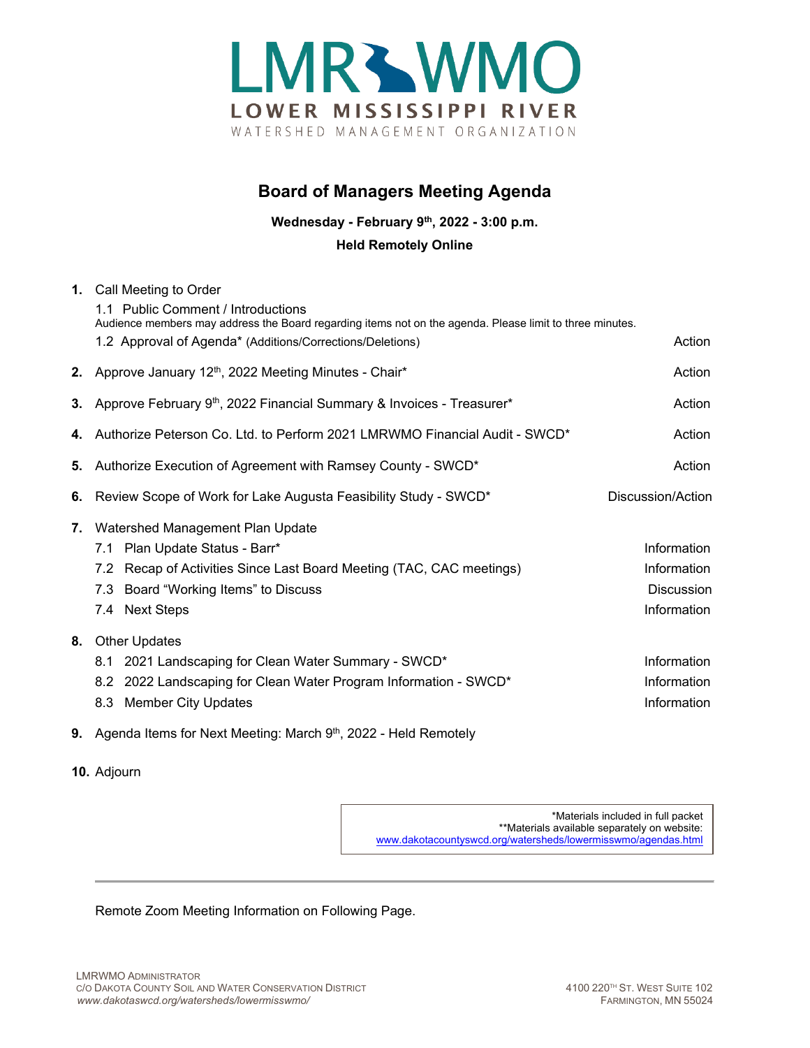LMR WMO
LOWER MISSISSIPPI RIVER
WATERSHED MANAGEMENT ORGANIZATION

# Board of Managers Meeting Agenda

**Wednesday - February 9th, 2022 - 3:00 p.m.**

**Held Remotely Online**

| | Item | |
|---|---|---|
| **1.** | Call Meeting to Order | |
| | 1.1 Public Comment / Introductions<br>Audience members may address the Board regarding items not on the agenda. Please limit to three minutes. | |
| | 1.2 Approval of Agenda* (Additions/Corrections/Deletions) | Action |
| **2.** | Approve January 12th, 2022 Meeting Minutes - Chair* | Action |
| **3.** | Approve February 9th, 2022 Financial Summary & Invoices - Treasurer* | Action |
| **4.** | Authorize Peterson Co. Ltd. to Perform 2021 LMRWMO Financial Audit - SWCD* | Action |
| **5.** | Authorize Execution of Agreement with Ramsey County - SWCD* | Action |
| **6.** | Review Scope of Work for Lake Augusta Feasibility Study - SWCD* | Discussion/Action |
| **7.** | Watershed Management Plan Update | |
| | 7.1 Plan Update Status - Barr* | Information |
| | 7.2 Recap of Activities Since Last Board Meeting (TAC, CAC meetings) | Information |
| | 7.3 Board "Working Items" to Discuss | Discussion |
| | 7.4 Next Steps | Information |
| **8.** | Other Updates | |
| | 8.1 2021 Landscaping for Clean Water Summary - SWCD* | Information |
| | 8.2 2022 Landscaping for Clean Water Program Information - SWCD* | Information |
| | 8.3 Member City Updates | Information |
| **9.** | Agenda Items for Next Meeting: March 9th, 2022 - Held Remotely | |
| **10.** | Adjourn | |

*Materials included in full packet
**Materials available separately on website:
www.dakotacountyswcd.org/watersheds/lowermisswmo/agendas.html

---

Remote Zoom Meeting Information on Following Page.

LMRWMO Administrator
c/o Dakota County Soil and Water Conservation District
*www.dakotaswcd.org/watersheds/lowermisswmo/*

4100 220th St. West Suite 102
Farmington, MN 55024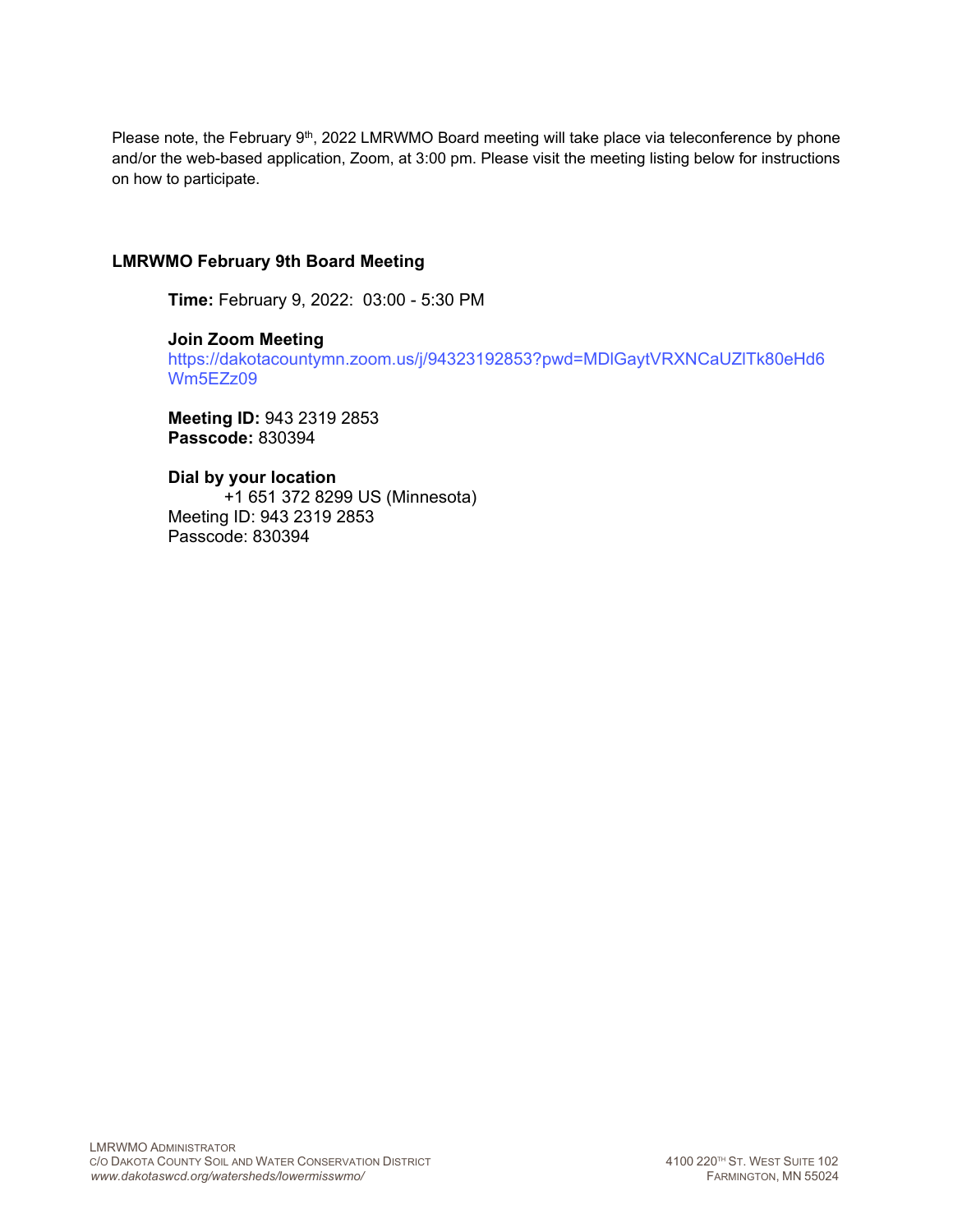Please note, the February 9th, 2022 LMRWMO Board meeting will take place via teleconference by phone and/or the web-based application, Zoom, at 3:00 pm. Please visit the meeting listing below for instructions on how to participate.

## LMRWMO February 9th Board Meeting

**Time:** February 9, 2022: 03:00 - 5:30 PM

**Join Zoom Meeting**
https://dakotacountymn.zoom.us/j/94323192853?pwd=MDlGaytVRXNCaUZlTk80eHd6Wm5EZz09

**Meeting ID:** 943 2319 2853
**Passcode:** 830394

**Dial by your location**
+1 651 372 8299 US (Minnesota)
Meeting ID: 943 2319 2853
Passcode: 830394

LMRWMO Administrator
c/o Dakota County Soil and Water Conservation District
*www.dakotaswcd.org/watersheds/lowermisswmo/*

4100 220th St. West Suite 102
Farmington, MN 55024